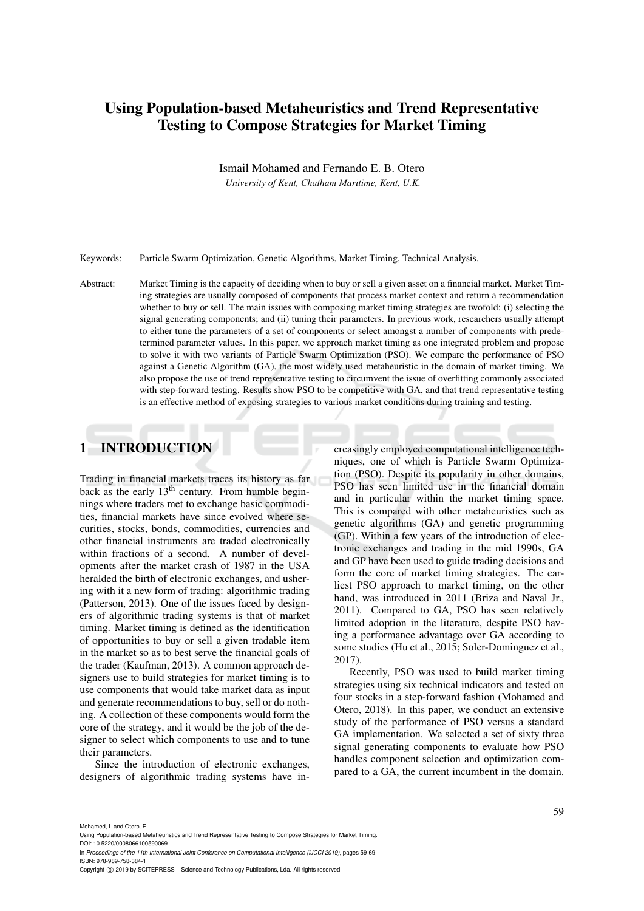# Using Population-based Metaheuristics and Trend Representative Testing to Compose Strategies for Market Timing

Ismail Mohamed and Fernando E. B. Otero

*University of Kent, Chatham Maritime, Kent, U.K.*

Keywords: Particle Swarm Optimization, Genetic Algorithms, Market Timing, Technical Analysis.

Abstract: Market Timing is the capacity of deciding when to buy or sell a given asset on a financial market. Market Timing strategies are usually composed of components that process market context and return a recommendation whether to buy or sell. The main issues with composing market timing strategies are twofold: (i) selecting the signal generating components; and (ii) tuning their parameters. In previous work, researchers usually attempt to either tune the parameters of a set of components or select amongst a number of components with predetermined parameter values. In this paper, we approach market timing as one integrated problem and propose to solve it with two variants of Particle Swarm Optimization (PSO). We compare the performance of PSO against a Genetic Algorithm (GA), the most widely used metaheuristic in the domain of market timing. We also propose the use of trend representative testing to circumvent the issue of overfitting commonly associated with step-forward testing. Results show PSO to be competitive with GA, and that trend representative testing is an effective method of exposing strategies to various market conditions during training and testing.

## 1 INTRODUCTION

Trading in financial markets traces its history as far back as the early 13[th] century. From humble beginnings where traders met to exchange basic commodities, financial markets have since evolved where securities, stocks, bonds, commodities, currencies and other financial instruments are traded electronically within fractions of a second. A number of developments after the market crash of 1987 in the USA heralded the birth of electronic exchanges, and ushering with it a new form of trading: algorithmic trading (Patterson, 2013). One of the issues faced by designers of algorithmic trading systems is that of market timing. Market timing is defined as the identification of opportunities to buy or sell a given tradable item in the market so as to best serve the financial goals of the trader (Kaufman, 2013). A common approach designers use to build strategies for market timing is to use components that would take market data as input and generate recommendations to buy, sell or do nothing. A collection of these components would form the core of the strategy, and it would be the job of the designer to select which components to use and to tune their parameters.

Since the introduction of electronic exchanges, designers of algorithmic trading systems have increasingly employed computational intelligence techniques, one of which is Particle Swarm Optimization (PSO). Despite its popularity in other domains, PSO has seen limited use in the financial domain and in particular within the market timing space. This is compared with other metaheuristics such as genetic algorithms (GA) and genetic programming (GP). Within a few years of the introduction of electronic exchanges and trading in the mid 1990s, GA and GP have been used to guide trading decisions and form the core of market timing strategies. The earliest PSO approach to market timing, on the other hand, was introduced in 2011 (Briza and Naval Jr., 2011). Compared to GA, PSO has seen relatively limited adoption in the literature, despite PSO having a performance advantage over GA according to some studies (Hu et al., 2015; Soler-Dominguez et al., 2017).

Recently, PSO was used to build market timing strategies using six technical indicators and tested on four stocks in a step-forward fashion (Mohamed and Otero, 2018). In this paper, we conduct an extensive study of the performance of PSO versus a standard GA implementation. We selected a set of sixty three signal generating components to evaluate how PSO handles component selection and optimization compared to a GA, the current incumbent in the domain.

Mohamed, I. and Otero, F.
Using Population-based Metaheuristics and Trend Representative Testing to Compose Strategies for Market Timing.
DOI: 10.5220/0008066100590069
In *Proceedings of the 11th International Joint Conference on Computational Intelligence (IJCCI 2019)*, pages 59-69
ISBN: 978-989-758-384-1
Copyright © 2019 by SCITEPRESS – Science and Technology Publications, Lda. All rights reserved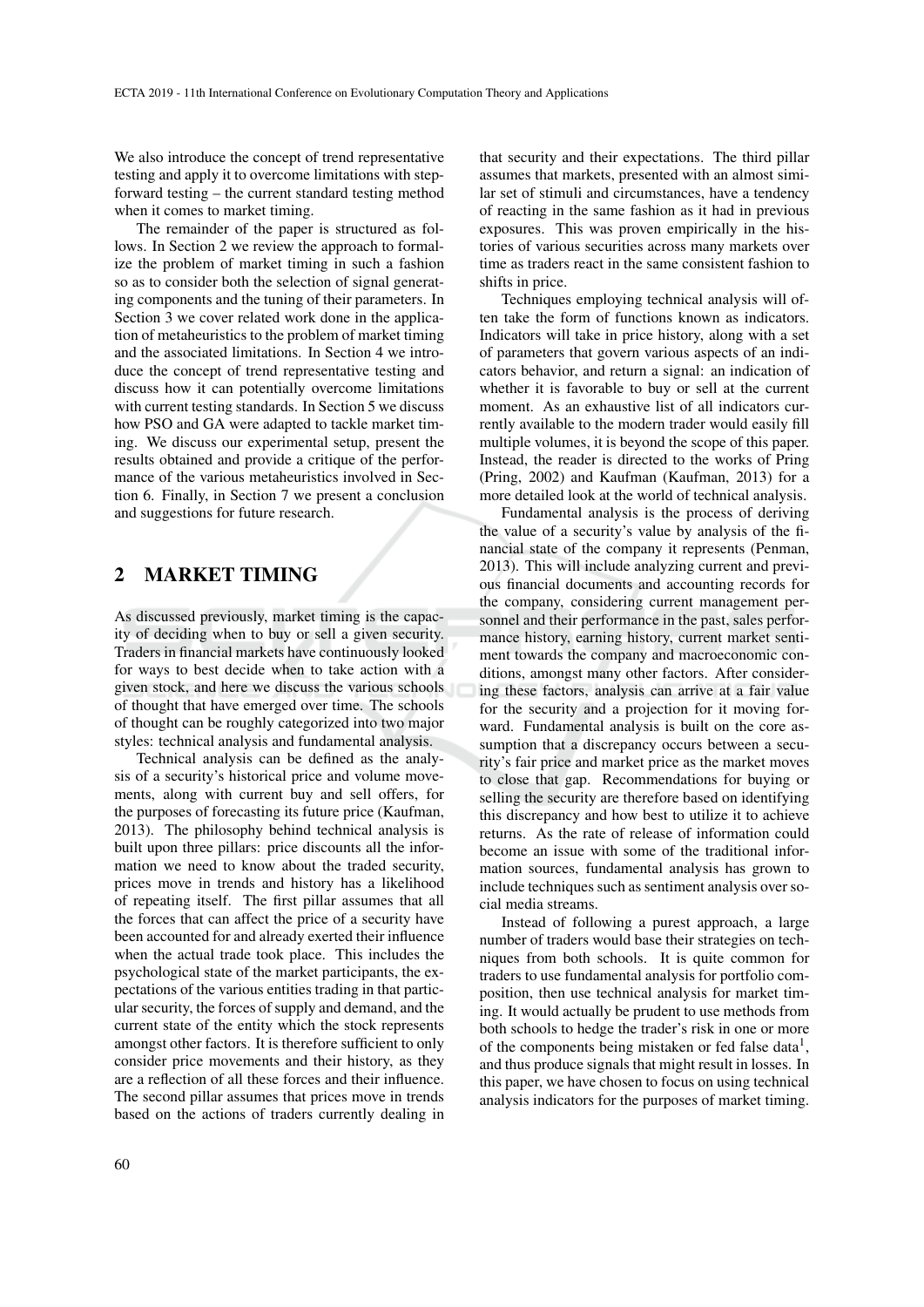We also introduce the concept of trend representative testing and apply it to overcome limitations with step-forward testing – the current standard testing method when it comes to market timing.

The remainder of the paper is structured as follows. In Section 2 we review the approach to formalize the problem of market timing in such a fashion so as to consider both the selection of signal generating components and the tuning of their parameters. In Section 3 we cover related work done in the application of metaheuristics to the problem of market timing and the associated limitations. In Section 4 we introduce the concept of trend representative testing and discuss how it can potentially overcome limitations with current testing standards. In Section 5 we discuss how PSO and GA were adapted to tackle market timing. We discuss our experimental setup, present the results obtained and provide a critique of the performance of the various metaheuristics involved in Section 6. Finally, in Section 7 we present a conclusion and suggestions for future research.

## 2 MARKET TIMING

As discussed previously, market timing is the capacity of deciding when to buy or sell a given security. Traders in financial markets have continuously looked for ways to best decide when to take action with a given stock, and here we discuss the various schools of thought that have emerged over time. The schools of thought can be roughly categorized into two major styles: technical analysis and fundamental analysis.

Technical analysis can be defined as the analysis of a security's historical price and volume movements, along with current buy and sell offers, for the purposes of forecasting its future price (Kaufman, 2013). The philosophy behind technical analysis is built upon three pillars: price discounts all the information we need to know about the traded security, prices move in trends and history has a likelihood of repeating itself. The first pillar assumes that all the forces that can affect the price of a security have been accounted for and already exerted their influence when the actual trade took place. This includes the psychological state of the market participants, the expectations of the various entities trading in that particular security, the forces of supply and demand, and the current state of the entity which the stock represents amongst other factors. It is therefore sufficient to only consider price movements and their history, as they are a reflection of all these forces and their influence. The second pillar assumes that prices move in trends based on the actions of traders currently dealing in that security and their expectations. The third pillar assumes that markets, presented with an almost similar set of stimuli and circumstances, have a tendency of reacting in the same fashion as it had in previous exposures. This was proven empirically in the histories of various securities across many markets over time as traders react in the same consistent fashion to shifts in price.

Techniques employing technical analysis will often take the form of functions known as indicators. Indicators will take in price history, along with a set of parameters that govern various aspects of an indicators behavior, and return a signal: an indication of whether it is favorable to buy or sell at the current moment. As an exhaustive list of all indicators currently available to the modern trader would easily fill multiple volumes, it is beyond the scope of this paper. Instead, the reader is directed to the works of Pring (Pring, 2002) and Kaufman (Kaufman, 2013) for a more detailed look at the world of technical analysis.

Fundamental analysis is the process of deriving the value of a security's value by analysis of the financial state of the company it represents (Penman, 2013). This will include analyzing current and previous financial documents and accounting records for the company, considering current management personnel and their performance in the past, sales performance history, earning history, current market sentiment towards the company and macroeconomic conditions, amongst many other factors. After considering these factors, analysis can arrive at a fair value for the security and a projection for it moving forward. Fundamental analysis is built on the core assumption that a discrepancy occurs between a security's fair price and market price as the market moves to close that gap. Recommendations for buying or selling the security are therefore based on identifying this discrepancy and how best to utilize it to achieve returns. As the rate of release of information could become an issue with some of the traditional information sources, fundamental analysis has grown to include techniques such as sentiment analysis over social media streams.

Instead of following a purest approach, a large number of traders would base their strategies on techniques from both schools. It is quite common for traders to use fundamental analysis for portfolio composition, then use technical analysis for market timing. It would actually be prudent to use methods from both schools to hedge the trader's risk in one or more of the components being mistaken or fed false data[1], and thus produce signals that might result in losses. In this paper, we have chosen to focus on using technical analysis indicators for the purposes of market timing.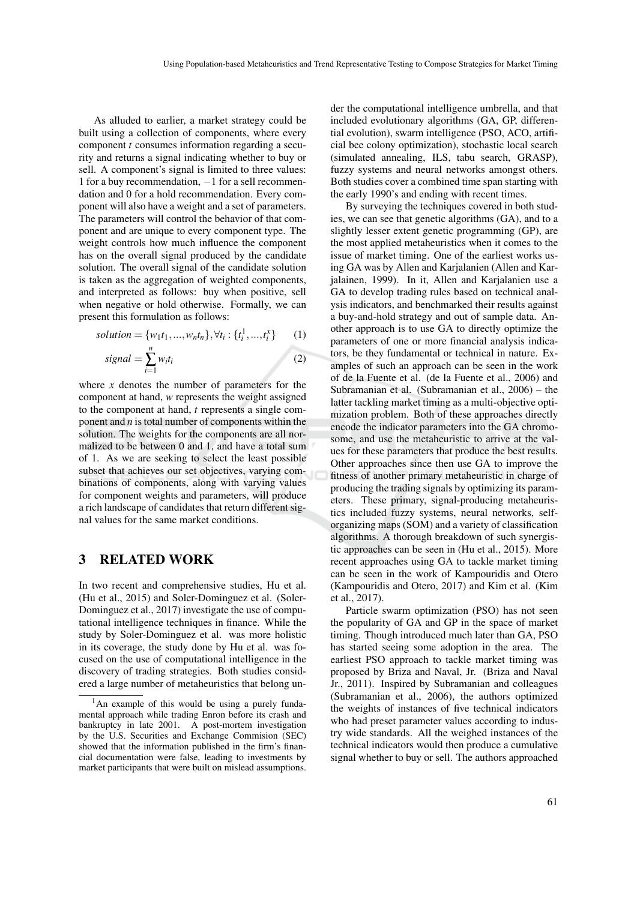As alluded to earlier, a market strategy could be built using a collection of components, where every component $t$ consumes information regarding a security and returns a signal indicating whether to buy or sell. A component's signal is limited to three values: 1 for a buy recommendation, $-1$ for a sell recommendation and 0 for a hold recommendation. Every component will also have a weight and a set of parameters. The parameters will control the behavior of that component and are unique to every component type. The weight controls how much influence the component has on the overall signal produced by the candidate solution. The overall signal of the candidate solution is taken as the aggregation of weighted components, and interpreted as follows: buy when positive, sell when negative or hold otherwise. Formally, we can present this formulation as follows:

$$solution = \{w_1 t_1, ..., w_n t_n\}, \forall t_i : \{t_i^1, ..., t_i^x\} \quad (1)$$

$$signal = \sum_{i=1}^{n} w_i t_i \quad (2)$$

where $x$ denotes the number of parameters for the component at hand, $w$ represents the weight assigned to the component at hand, $t$ represents a single component and $n$ is total number of components within the solution. The weights for the components are all normalized to be between 0 and 1, and have a total sum of 1. As we are seeking to select the least possible subset that achieves our set objectives, varying combinations of components, along with varying values for component weights and parameters, will produce a rich landscape of candidates that return different signal values for the same market conditions.

## 3 RELATED WORK

In two recent and comprehensive studies, Hu et al. (Hu et al., 2015) and Soler-Dominguez et al. (Soler-Dominguez et al., 2017) investigate the use of computational intelligence techniques in finance. While the study by Soler-Dominguez et al. was more holistic in its coverage, the study done by Hu et al. was focused on the use of computational intelligence in the discovery of trading strategies. Both studies considered a large number of metaheuristics that belong under the computational intelligence umbrella, and that included evolutionary algorithms (GA, GP, differential evolution), swarm intelligence (PSO, ACO, artificial bee colony optimization), stochastic local search (simulated annealing, ILS, tabu search, GRASP), fuzzy systems and neural networks amongst others. Both studies cover a combined time span starting with the early 1990's and ending with recent times.

By surveying the techniques covered in both studies, we can see that genetic algorithms (GA), and to a slightly lesser extent genetic programming (GP), are the most applied metaheuristics when it comes to the issue of market timing. One of the earliest works using GA was by Allen and Karjalanien (Allen and Karjalainen, 1999). In it, Allen and Karjalanien use a GA to develop trading rules based on technical analysis indicators, and benchmarked their results against a buy-and-hold strategy and out of sample data. Another approach is to use GA to directly optimize the parameters of one or more financial analysis indicators, be they fundamental or technical in nature. Examples of such an approach can be seen in the work of de la Fuente et al. (de la Fuente et al., 2006) and Subramanian et al. (Subramanian et al., 2006) – the latter tackling market timing as a multi-objective optimization problem. Both of these approaches directly encode the indicator parameters into the GA chromosome, and use the metaheuristic to arrive at the values for these parameters that produce the best results. Other approaches since then use GA to improve the fitness of another primary metaheuristic in charge of producing the trading signals by optimizing its parameters. These primary, signal-producing metaheuristics included fuzzy systems, neural networks, self-organizing maps (SOM) and a variety of classification algorithms. A thorough breakdown of such synergistic approaches can be seen in (Hu et al., 2015). More recent approaches using GA to tackle market timing can be seen in the work of Kampouridis and Otero (Kampouridis and Otero, 2017) and Kim et al. (Kim et al., 2017).

Particle swarm optimization (PSO) has not seen the popularity of GA and GP in the space of market timing. Though introduced much later than GA, PSO has started seeing some adoption in the area. The earliest PSO approach to tackle market timing was proposed by Briza and Naval, Jr. (Briza and Naval Jr., 2011). Inspired by Subramanian and colleagues (Subramanian et al., 2006), the authors optimized the weights of instances of five technical indicators who had preset parameter values according to industry wide standards. All the weighed instances of the technical indicators would then produce a cumulative signal whether to buy or sell. The authors approached

[1] An example of this would be using a purely fundamental approach while trading Enron before its crash and bankruptcy in late 2001. A post-mortem investigation by the U.S. Securities and Exchange Commision (SEC) showed that the information published in the firm's financial documentation were false, leading to investments by market participants that were built on mislead assumptions.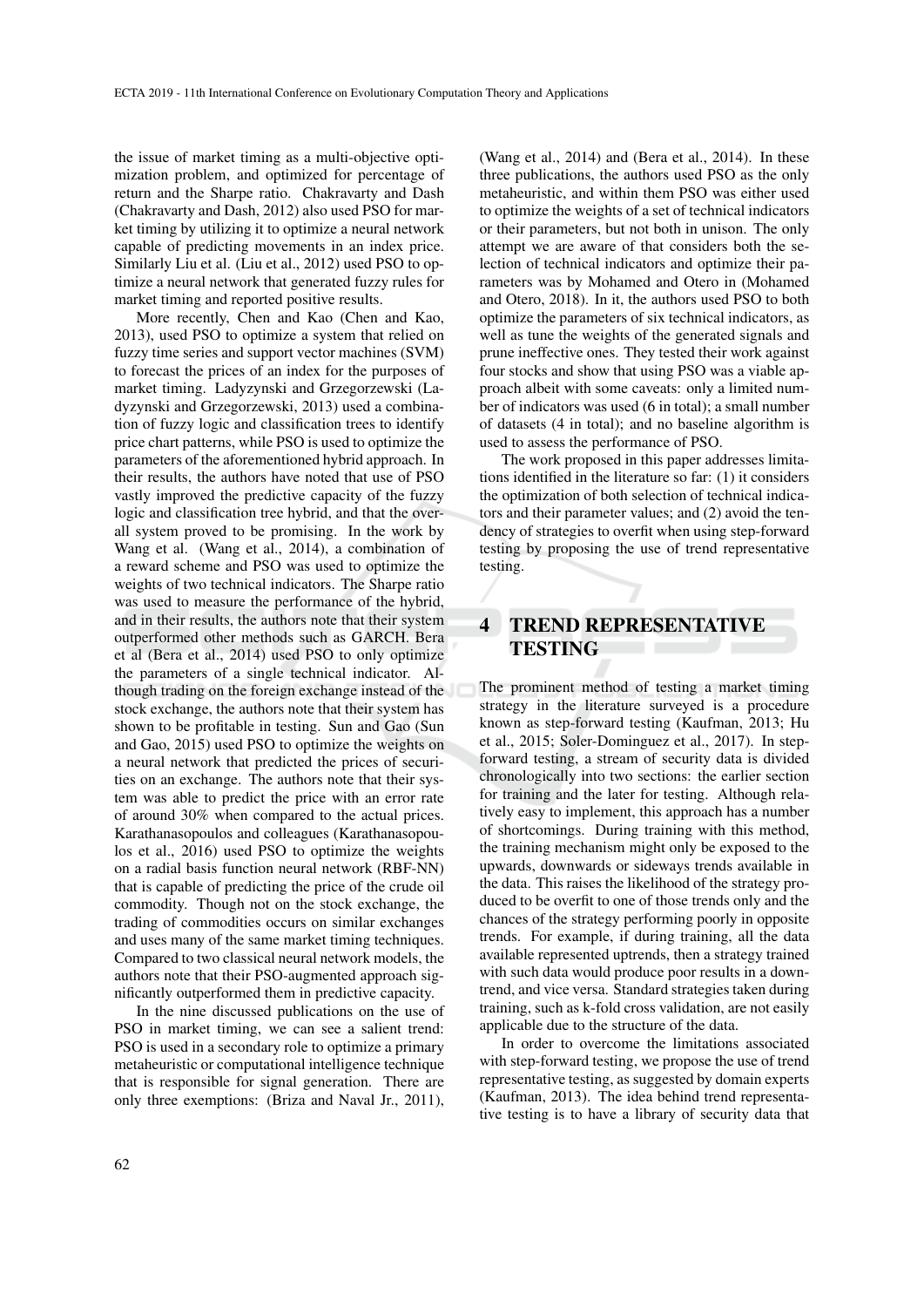the issue of market timing as a multi-objective optimization problem, and optimized for percentage of return and the Sharpe ratio. Chakravarty and Dash (Chakravarty and Dash, 2012) also used PSO for market timing by utilizing it to optimize a neural network capable of predicting movements in an index price. Similarly Liu et al. (Liu et al., 2012) used PSO to optimize a neural network that generated fuzzy rules for market timing and reported positive results.

More recently, Chen and Kao (Chen and Kao, 2013), used PSO to optimize a system that relied on fuzzy time series and support vector machines (SVM) to forecast the prices of an index for the purposes of market timing. Ladyzynski and Grzegorzewski (Ladyzynski and Grzegorzewski, 2013) used a combination of fuzzy logic and classification trees to identify price chart patterns, while PSO is used to optimize the parameters of the aforementioned hybrid approach. In their results, the authors have noted that use of PSO vastly improved the predictive capacity of the fuzzy logic and classification tree hybrid, and that the overall system proved to be promising. In the work by Wang et al. (Wang et al., 2014), a combination of a reward scheme and PSO was used to optimize the weights of two technical indicators. The Sharpe ratio was used to measure the performance of the hybrid, and in their results, the authors note that their system outperformed other methods such as GARCH. Bera et al (Bera et al., 2014) used PSO to only optimize the parameters of a single technical indicator. Although trading on the foreign exchange instead of the stock exchange, the authors note that their system has shown to be profitable in testing. Sun and Gao (Sun and Gao, 2015) used PSO to optimize the weights on a neural network that predicted the prices of securities on an exchange. The authors note that their system was able to predict the price with an error rate of around 30% when compared to the actual prices. Karathanasopoulos and colleagues (Karathanasopoulos et al., 2016) used PSO to optimize the weights on a radial basis function neural network (RBF-NN) that is capable of predicting the price of the crude oil commodity. Though not on the stock exchange, the trading of commodities occurs on similar exchanges and uses many of the same market timing techniques. Compared to two classical neural network models, the authors note that their PSO-augmented approach significantly outperformed them in predictive capacity.

In the nine discussed publications on the use of PSO in market timing, we can see a salient trend: PSO is used in a secondary role to optimize a primary metaheuristic or computational intelligence technique that is responsible for signal generation. There are only three exemptions: (Briza and Naval Jr., 2011), (Wang et al., 2014) and (Bera et al., 2014). In these three publications, the authors used PSO as the only metaheuristic, and within them PSO was either used to optimize the weights of a set of technical indicators or their parameters, but not both in unison. The only attempt we are aware of that considers both the selection of technical indicators and optimize their parameters was by Mohamed and Otero in (Mohamed and Otero, 2018). In it, the authors used PSO to both optimize the parameters of six technical indicators, as well as tune the weights of the generated signals and prune ineffective ones. They tested their work against four stocks and show that using PSO was a viable approach albeit with some caveats: only a limited number of indicators was used (6 in total); a small number of datasets (4 in total); and no baseline algorithm is used to assess the performance of PSO.

The work proposed in this paper addresses limitations identified in the literature so far: (1) it considers the optimization of both selection of technical indicators and their parameter values; and (2) avoid the tendency of strategies to overfit when using step-forward testing by proposing the use of trend representative testing.

# 4 TREND REPRESENTATIVE TESTING

The prominent method of testing a market timing strategy in the literature surveyed is a procedure known as step-forward testing (Kaufman, 2013; Hu et al., 2015; Soler-Dominguez et al., 2017). In step-forward testing, a stream of security data is divided chronologically into two sections: the earlier section for training and the later for testing. Although relatively easy to implement, this approach has a number of shortcomings. During training with this method, the training mechanism might only be exposed to the upwards, downwards or sideways trends available in the data. This raises the likelihood of the strategy produced to be overfit to one of those trends only and the chances of the strategy performing poorly in opposite trends. For example, if during training, all the data available represented uptrends, then a strategy trained with such data would produce poor results in a downtrend, and vice versa. Standard strategies taken during training, such as k-fold cross validation, are not easily applicable due to the structure of the data.

In order to overcome the limitations associated with step-forward testing, we propose the use of trend representative testing, as suggested by domain experts (Kaufman, 2013). The idea behind trend representative testing is to have a library of security data that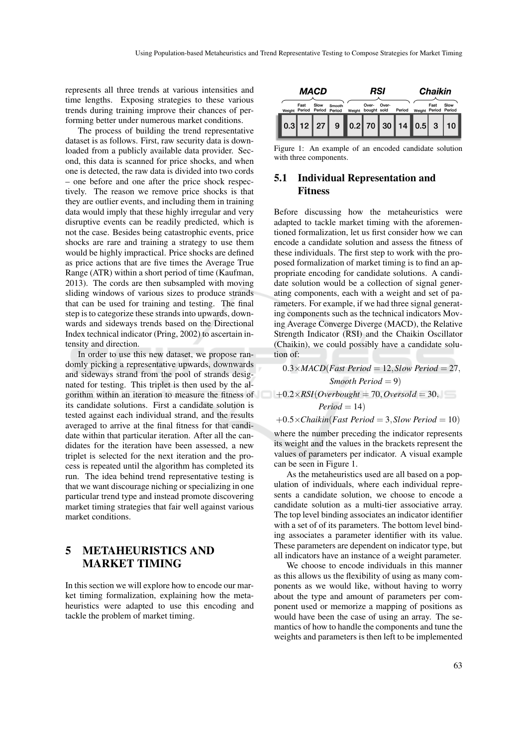represents all three trends at various intensities and time lengths. Exposing strategies to these various trends during training improve their chances of performing better under numerous market conditions.

The process of building the trend representative dataset is as follows. First, raw security data is downloaded from a publicly available data provider. Second, this data is scanned for price shocks, and when one is detected, the raw data is divided into two cords – one before and one after the price shock respectively. The reason we remove price shocks is that they are outlier events, and including them in training data would imply that these highly irregular and very disruptive events can be readily predicted, which is not the case. Besides being catastrophic events, price shocks are rare and training a strategy to use them would be highly impractical. Price shocks are defined as price actions that are five times the Average True Range (ATR) within a short period of time (Kaufman, 2013). The cords are then subsampled with moving sliding windows of various sizes to produce strands that can be used for training and testing. The final step is to categorize these strands into upwards, downwards and sideways trends based on the Directional Index technical indicator (Pring, 2002) to ascertain intensity and direction.

In order to use this new dataset, we propose randomly picking a representative upwards, downwards and sideways strand from the pool of strands designated for testing. This triplet is then used by the algorithm within an iteration to measure the fitness of its candidate solutions. First a candidate solution is tested against each individual strand, and the results averaged to arrive at the final fitness for that candidate within that particular iteration. After all the candidates for the iteration have been assessed, a new triplet is selected for the next iteration and the process is repeated until the algorithm has completed its run. The idea behind trend representative testing is that we want discourage niching or specializing in one particular trend type and instead promote discovering market timing strategies that fair well against various market conditions.

# 5 METAHEURISTICS AND MARKET TIMING

In this section we will explore how to encode our market timing formalization, explaining how the metaheuristics were adapted to use this encoding and tackle the problem of market timing.

| MACD | | | | RSI | | | | Chaikin | | |
|---|---|---|---|---|---|---|---|---|---|---|
| Weight | Fast Period | Slow Period | Smooth Period | Weight | Over-bought | Over-sold | Period | Weight | Fast Period | Slow Period |
| 0.3 | 12 | 27 | 9 | 0.2 | 70 | 30 | 14 | 0.5 | 3 | 10 |

Figure 1: An example of an encoded candidate solution with three components.

## 5.1 Individual Representation and Fitness

Before discussing how the metaheuristics were adapted to tackle market timing with the aforementioned formalization, let us first consider how we can encode a candidate solution and assess the fitness of these individuals. The first step to work with the proposed formalization of market timing is to find an appropriate encoding for candidate solutions. A candidate solution would be a collection of signal generating components, each with a weight and set of parameters. For example, if we had three signal generating components such as the technical indicators Moving Average Converge Diverge (MACD), the Relative Strength Indicator (RSI) and the Chaikin Oscillator (Chaikin), we could possibly have a candidate solution of:

$$
\begin{aligned}
&0.3 \times MACD(\textit{Fast Period} = 12, \textit{Slow Period} = 27, \\
&\qquad \textit{Smooth Period} = 9) \\
&+0.2 \times RSI(\textit{Overbought} = 70, \textit{Oversold} = 30, \\
&\qquad \textit{Period} = 14) \\
&+0.5 \times Chaikin(\textit{Fast Period} = 3, \textit{Slow Period} = 10)
\end{aligned}
$$

where the number preceding the indicator represents its weight and the values in the brackets represent the values of parameters per indicator. A visual example can be seen in Figure 1.

As the metaheuristics used are all based on a population of individuals, where each individual represents a candidate solution, we choose to encode a candidate solution as a multi-tier associative array. The top level binding associates an indicator identifier with a set of of its parameters. The bottom level binding associates a parameter identifier with its value. These parameters are dependent on indicator type, but all indicators have an instance of a weight parameter.

We choose to encode individuals in this manner as this allows us the flexibility of using as many components as we would like, without having to worry about the type and amount of parameters per component used or memorize a mapping of positions as would have been the case of using an array. The semantics of how to handle the components and tune the weights and parameters is then left to be implemented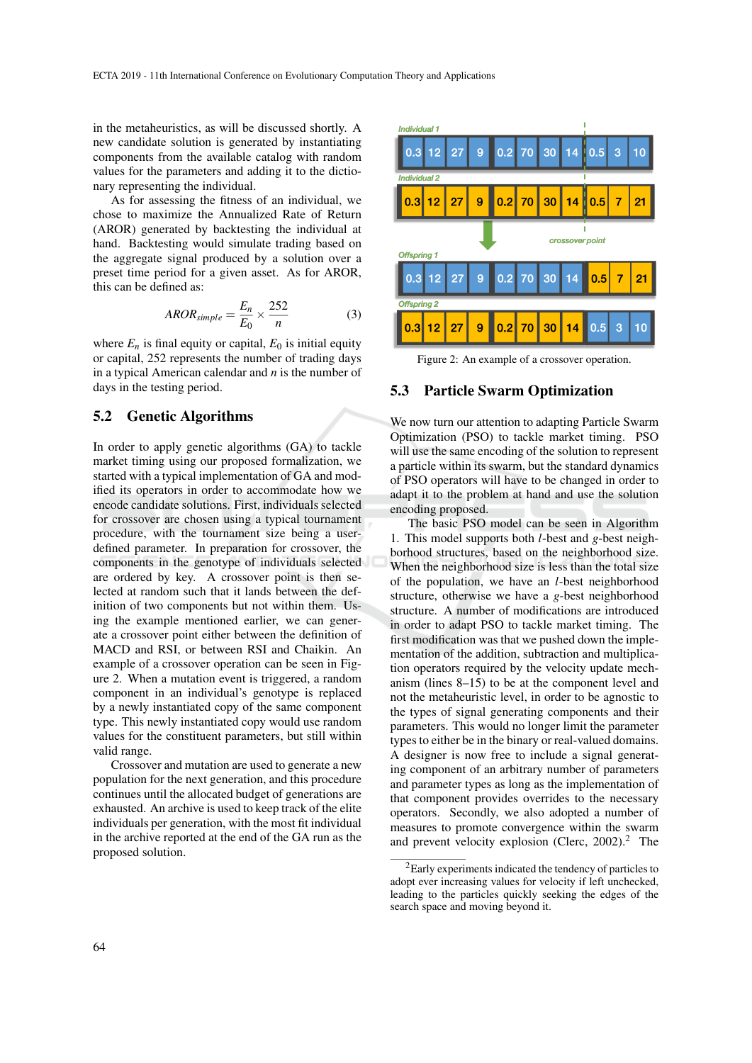in the metaheuristics, as will be discussed shortly. A new candidate solution is generated by instantiating components from the available catalog with random values for the parameters and adding it to the dictionary representing the individual.

As for assessing the fitness of an individual, we chose to maximize the Annualized Rate of Return (AROR) generated by backtesting the individual at hand. Backtesting would simulate trading based on the aggregate signal produced by a solution over a preset time period for a given asset. As for AROR, this can be defined as:

$$AROR_{simple} = \frac{E_n}{E_0} \times \frac{252}{n} \tag{3}$$

where $E_n$ is final equity or capital, $E_0$ is initial equity or capital, 252 represents the number of trading days in a typical American calendar and $n$ is the number of days in the testing period.

## 5.2 Genetic Algorithms

In order to apply genetic algorithms (GA) to tackle market timing using our proposed formalization, we started with a typical implementation of GA and modified its operators in order to accommodate how we encode candidate solutions. First, individuals selected for crossover are chosen using a typical tournament procedure, with the tournament size being a user-defined parameter. In preparation for crossover, the components in the genotype of individuals selected are ordered by key. A crossover point is then selected at random such that it lands between the definition of two components but not within them. Using the example mentioned earlier, we can generate a crossover point either between the definition of MACD and RSI, or between RSI and Chaikin. An example of a crossover operation can be seen in Figure 2. When a mutation event is triggered, a random component in an individual's genotype is replaced by a newly instantiated copy of the same component type. This newly instantiated copy would use random values for the constituent parameters, but still within valid range.

Crossover and mutation are used to generate a new population for the next generation, and this procedure continues until the allocated budget of generations are exhausted. An archive is used to keep track of the elite individuals per generation, with the most fit individual in the archive reported at the end of the GA run as the proposed solution.

| Individual 1 | 0.3 | 12 | 27 | 9 | 0.2 | 70 | 30 | 14 | 0.5 | 3 | 10 |
|---|---|---|---|---|---|---|---|---|---|---|---|
| Individual 2 | 0.3 | 12 | 27 | 9 | 0.2 | 70 | 30 | 14 | 0.5 | 7 | 21 |
| Offspring 1 | 0.3 | 12 | 27 | 9 | 0.2 | 70 | 30 | 14 | 0.5 | 7 | 21 |
| Offspring 2 | 0.3 | 12 | 27 | 9 | 0.2 | 70 | 30 | 14 | 0.5 | 3 | 10 |

crossover point

Figure 2: An example of a crossover operation.

## 5.3 Particle Swarm Optimization

We now turn our attention to adapting Particle Swarm Optimization (PSO) to tackle market timing. PSO will use the same encoding of the solution to represent a particle within its swarm, but the standard dynamics of PSO operators will have to be changed in order to adapt it to the problem at hand and use the solution encoding proposed.

The basic PSO model can be seen in Algorithm 1. This model supports both $l$-best and $g$-best neighborhood structures, based on the neighborhood size. When the neighborhood size is less than the total size of the population, we have an $l$-best neighborhood structure, otherwise we have a $g$-best neighborhood structure. A number of modifications are introduced in order to adapt PSO to tackle market timing. The first modification was that we pushed down the implementation of the addition, subtraction and multiplication operators required by the velocity update mechanism (lines 8–15) to be at the component level and not the metaheuristic level, in order to be agnostic to the types of signal generating components and their parameters. This would no longer limit the parameter types to either be in the binary or real-valued domains. A designer is now free to include a signal generating component of an arbitrary number of parameters and parameter types as long as the implementation of that component provides overrides to the necessary operators. Secondly, we also adopted a number of measures to promote convergence within the swarm and prevent velocity explosion (Clerc, 2002).[2] The

[2] Early experiments indicated the tendency of particles to adopt ever increasing values for velocity if left unchecked, leading to the particles quickly seeking the edges of the search space and moving beyond it.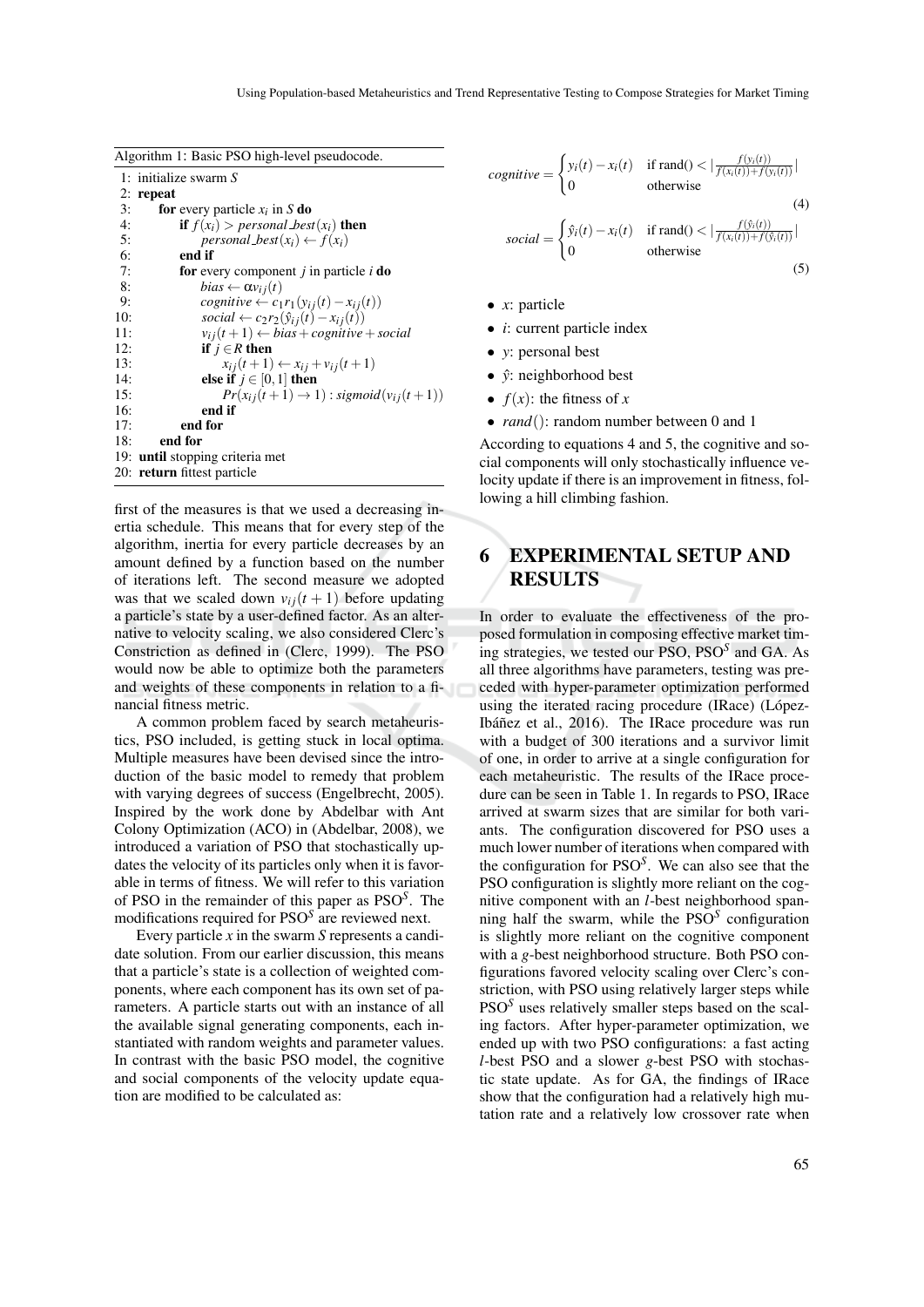Algorithm 1: Basic PSO high-level pseudocode.

```
1:  initialize swarm S
2:  repeat
3:      for every particle x_i in S do
4:          if f(x_i) > personal_best(x_i) then
5:              personal_best(x_i) ← f(x_i)
6:          end if
7:          for every component j in particle i do
8:              bias ← αv_ij(t)
9:              cognitive ← c_1 r_1 (y_ij(t) − x_ij(t))
10:             social ← c_2 r_2 (ŷ_ij(t) − x_ij(t))
11:             v_ij(t+1) ← bias + cognitive + social
12:             if j ∈ R then
13:                 x_ij(t+1) ← x_ij + v_ij(t+1)
14:             else if j ∈ [0,1] then
15:                 Pr(x_ij(t+1) → 1) : sigmoid(v_ij(t+1))
16:             end if
17:         end for
18:     end for
19: until stopping criteria met
20: return fittest particle
```

first of the measures is that we used a decreasing inertia schedule. This means that for every step of the algorithm, inertia for every particle decreases by an amount defined by a function based on the number of iterations left. The second measure we adopted was that we scaled down $v_{ij}(t+1)$ before updating a particle's state by a user-defined factor. As an alternative to velocity scaling, we also considered Clerc's Constriction as defined in (Clerc, 1999). The PSO would now be able to optimize both the parameters and weights of these components in relation to a financial fitness metric.

A common problem faced by search metaheuristics, PSO included, is getting stuck in local optima. Multiple measures have been devised since the introduction of the basic model to remedy that problem with varying degrees of success (Engelbrecht, 2005). Inspired by the work done by Abdelbar with Ant Colony Optimization (ACO) in (Abdelbar, 2008), we introduced a variation of PSO that stochastically updates the velocity of its particles only when it is favorable in terms of fitness. We will refer to this variation of PSO in the remainder of this paper as PSO$^S$. The modifications required for PSO$^S$ are reviewed next.

Every particle $x$ in the swarm $S$ represents a candidate solution. From our earlier discussion, this means that a particle's state is a collection of weighted components, where each component has its own set of parameters. A particle starts out with an instance of all the available signal generating components, each instantiated with random weights and parameter values. In contrast with the basic PSO model, the cognitive and social components of the velocity update equation are modified to be calculated as:

$$cognitive = \begin{cases} y_i(t) - x_i(t) & \text{if rand()} < \left|\frac{f(y_i(t))}{f(x_i(t)) + f(y_i(t))}\right| \\ 0 & \text{otherwise} \end{cases} \tag{4}$$

$$social = \begin{cases} \hat{y}_i(t) - x_i(t) & \text{if rand()} < \left|\frac{f(\hat{y}_i(t))}{f(x_i(t)) + f(\hat{y}_i(t))}\right| \\ 0 & \text{otherwise} \end{cases} \tag{5}$$

- $x$: particle
- $i$: current particle index
- $y$: personal best
- $\hat{y}$: neighborhood best
- $f(x)$: the fitness of $x$
- $rand()$: random number between 0 and 1

According to equations 4 and 5, the cognitive and social components will only stochastically influence velocity update if there is an improvement in fitness, following a hill climbing fashion.

## 6 EXPERIMENTAL SETUP AND RESULTS

In order to evaluate the effectiveness of the proposed formulation in composing effective market timing strategies, we tested our PSO, PSO$^S$ and GA. As all three algorithms have parameters, testing was preceded with hyper-parameter optimization performed using the iterated racing procedure (IRace) (López-Ibáñez et al., 2016). The IRace procedure was run with a budget of 300 iterations and a survivor limit of one, in order to arrive at a single configuration for each metaheuristic. The results of the IRace procedure can be seen in Table 1. In regards to PSO, IRace arrived at swarm sizes that are similar for both variants. The configuration discovered for PSO uses a much lower number of iterations when compared with the configuration for PSO$^S$. We can also see that the PSO configuration is slightly more reliant on the cognitive component with an $l$-best neighborhood spanning half the swarm, while the PSO$^S$ configuration is slightly more reliant on the cognitive component with a $g$-best neighborhood structure. Both PSO configurations favored velocity scaling over Clerc's constriction, with PSO using relatively larger steps while PSO$^S$ uses relatively smaller steps based on the scaling factors. After hyper-parameter optimization, we ended up with two PSO configurations: a fast acting $l$-best PSO and a slower $g$-best PSO with stochastic state update. As for GA, the findings of IRace show that the configuration had a relatively high mutation rate and a relatively low crossover rate when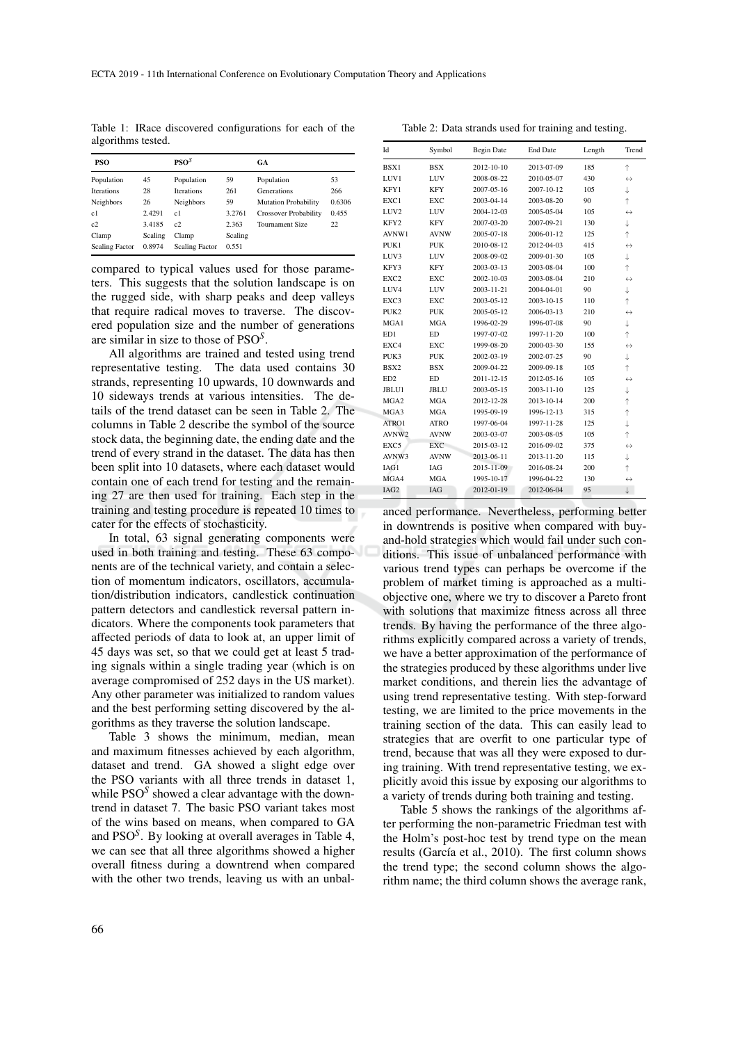Table 1: IRace discovered configurations for each of the algorithms tested.

| **PSO** | | **PSO$^S$** | | **GA** | |
|---|---|---|---|---|---|
| Population | 45 | Population | 59 | Population | 53 |
| Iterations | 28 | Iterations | 261 | Generations | 266 |
| Neighbors | 26 | Neighbors | 59 | Mutation Probability | 0.6306 |
| c1 | 2.4291 | c1 | 3.2761 | Crossover Probability | 0.455 |
| c2 | 3.4185 | c2 | 2.363 | Tournament Size | 22 |
| Clamp | Scaling | Clamp | Scaling | | |
| Scaling Factor | 0.8974 | Scaling Factor | 0.551 | | |

compared to typical values used for those parameters. This suggests that the solution landscape is on the rugged side, with sharp peaks and deep valleys that require radical moves to traverse. The discovered population size and the number of generations are similar in size to those of PSO$^S$.

All algorithms are trained and tested using trend representative testing. The data used contains 30 strands, representing 10 upwards, 10 downwards and 10 sideways trends at various intensities. The details of the trend dataset can be seen in Table 2. The columns in Table 2 describe the symbol of the source stock data, the beginning date, the ending date and the trend of every strand in the dataset. The data has then been split into 10 datasets, where each dataset would contain one of each trend for testing and the remaining 27 are then used for training. Each step in the training and testing procedure is repeated 10 times to cater for the effects of stochasticity.

In total, 63 signal generating components were used in both training and testing. These 63 components are of the technical variety, and contain a selection of momentum indicators, oscillators, accumulation/distribution indicators, candlestick continuation pattern detectors and candlestick reversal pattern indicators. Where the components took parameters that affected periods of data to look at, an upper limit of 45 days was set, so that we could get at least 5 trading signals within a single trading year (which is on average compromised of 252 days in the US market). Any other parameter was initialized to random values and the best performing setting discovered by the algorithms as they traverse the solution landscape.

Table 3 shows the minimum, median, mean and maximum fitnesses achieved by each algorithm, dataset and trend. GA showed a slight edge over the PSO variants with all three trends in dataset 1, while PSO$^S$ showed a clear advantage with the downtrend in dataset 7. The basic PSO variant takes most of the wins based on means, when compared to GA and PSO$^S$. By looking at overall averages in Table 4, we can see that all three algorithms showed a higher overall fitness during a downtrend when compared with the other two trends, leaving us with an unbalanced performance. Nevertheless, performing better in downtrends is positive when compared with buy-and-hold strategies which would fail under such conditions. This issue of unbalanced performance with various trend types can perhaps be overcome if the problem of market timing is approached as a multi-objective one, where we try to discover a Pareto front with solutions that maximize fitness across all three trends. By having the performance of the three algorithms explicitly compared across a variety of trends, we have a better approximation of the performance of the strategies produced by these algorithms under live market conditions, and therein lies the advantage of using trend representative testing. With step-forward testing, we are limited to the price movements in the training section of the data. This can easily lead to strategies that are overfit to one particular type of trend, because that was all they were exposed to during training. With trend representative testing, we explicitly avoid this issue by exposing our algorithms to a variety of trends during both training and testing.

Table 2: Data strands used for training and testing.

| Id | Symbol | Begin Date | End Date | Length | Trend |
|---|---|---|---|---|---|
| BSX1 | BSX | 2012-10-10 | 2013-07-09 | 185 | ↑ |
| LUV1 | LUV | 2008-08-22 | 2010-05-07 | 430 | ↔ |
| KFY1 | KFY | 2007-05-16 | 2007-10-12 | 105 | ↓ |
| EXC1 | EXC | 2003-04-14 | 2003-08-20 | 90 | ↑ |
| LUV2 | LUV | 2004-12-03 | 2005-05-04 | 105 | ↔ |
| KFY2 | KFY | 2007-03-20 | 2007-09-21 | 130 | ↓ |
| AVNW1 | AVNW | 2005-07-18 | 2006-01-12 | 125 | ↑ |
| PUK1 | PUK | 2010-08-12 | 2012-04-03 | 415 | ↔ |
| LUV3 | LUV | 2008-09-02 | 2009-01-30 | 105 | ↓ |
| KFY3 | KFY | 2003-03-13 | 2003-08-04 | 100 | ↑ |
| EXC2 | EXC | 2002-10-03 | 2003-08-04 | 210 | ↔ |
| LUV4 | LUV | 2003-11-21 | 2004-04-01 | 90 | ↓ |
| EXC3 | EXC | 2003-05-12 | 2003-10-15 | 110 | ↑ |
| PUK2 | PUK | 2005-05-12 | 2006-03-13 | 210 | ↔ |
| MGA1 | MGA | 1996-02-29 | 1996-07-08 | 90 | ↓ |
| ED1 | ED | 1997-07-02 | 1997-11-20 | 100 | ↑ |
| EXC4 | EXC | 1999-08-20 | 2000-03-30 | 155 | ↔ |
| PUK3 | PUK | 2002-03-19 | 2002-07-25 | 90 | ↓ |
| BSX2 | BSX | 2009-04-22 | 2009-09-18 | 105 | ↑ |
| ED2 | ED | 2011-12-15 | 2012-05-16 | 105 | ↔ |
| JBLU1 | JBLU | 2003-05-15 | 2003-11-10 | 125 | ↓ |
| MGA2 | MGA | 2012-12-28 | 2013-10-14 | 200 | ↑ |
| MGA3 | MGA | 1995-09-19 | 1996-12-13 | 315 | ↑ |
| ATRO1 | ATRO | 1997-06-04 | 1997-11-28 | 125 | ↓ |
| AVNW2 | AVNW | 2003-03-07 | 2003-08-05 | 105 | ↑ |
| EXC5 | EXC | 2015-03-12 | 2016-09-02 | 375 | ↔ |
| AVNW3 | AVNW | 2013-06-11 | 2013-11-20 | 115 | ↓ |
| IAG1 | IAG | 2015-11-09 | 2016-08-24 | 200 | ↑ |
| MGA4 | MGA | 1995-10-17 | 1996-04-22 | 130 | ↔ |
| IAG2 | IAG | 2012-01-19 | 2012-06-04 | 95 | ↓ |

Table 5 shows the rankings of the algorithms after performing the non-parametric Friedman test with the Holm's post-hoc test by trend type on the mean results (García et al., 2010). The first column shows the trend type; the second column shows the algorithm name; the third column shows the average rank,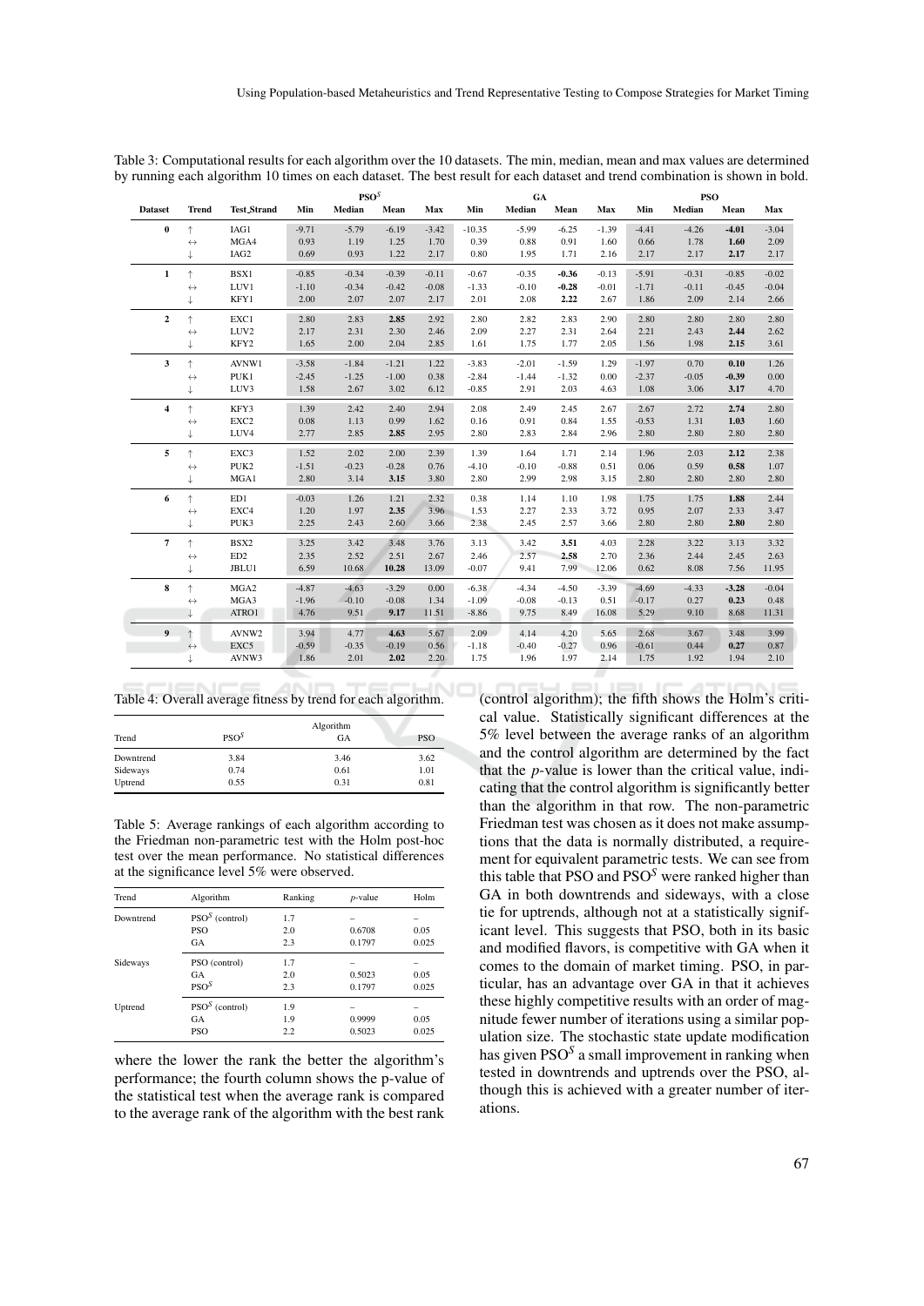Table 3: Computational results for each algorithm over the 10 datasets. The min, median, mean and max values are determined by running each algorithm 10 times on each dataset. The best result for each dataset and trend combination is shown in bold.

| | | | PSO$^S$ | | | | GA | | | | PSO | | | |
|---|---|---|---|---|---|---|---|---|---|---|---|---|---|---|
| **Dataset** | **Trend** | **Test_Strand** | **Min** | **Median** | **Mean** | **Max** | **Min** | **Median** | **Mean** | **Max** | **Min** | **Median** | **Mean** | **Max** |
| **0** | ↑ | IAG1 | -9.71 | -5.79 | -6.19 | -3.42 | -10.35 | -5.99 | -6.25 | -1.39 | -4.41 | -4.26 | **-4.01** | -3.04 |
| | ↔ | MGA4 | 0.93 | 1.19 | 1.25 | 1.70 | 0.39 | 0.88 | 0.91 | 1.60 | 0.66 | 1.78 | **1.60** | 2.09 |
| | ↓ | IAG2 | 0.69 | 0.93 | 1.22 | 2.17 | 0.80 | 1.95 | 1.71 | 2.16 | 2.17 | 2.17 | **2.17** | 2.17 |
| **1** | ↑ | BSX1 | -0.85 | -0.34 | -0.39 | -0.11 | -0.67 | -0.35 | **-0.36** | -0.13 | -5.91 | -0.31 | -0.85 | -0.02 |
| | ↔ | LUV1 | -1.10 | -0.34 | -0.42 | -0.08 | -1.33 | -0.10 | **-0.28** | -0.01 | -1.71 | -0.11 | -0.45 | -0.04 |
| | ↓ | KFY1 | 2.00 | 2.07 | 2.07 | 2.17 | 2.01 | 2.08 | **2.22** | 2.67 | 1.86 | 2.09 | 2.14 | 2.66 |
| **2** | ↑ | EXC1 | 2.80 | 2.83 | **2.85** | 2.92 | 2.80 | 2.82 | 2.83 | 2.90 | 2.80 | 2.80 | 2.80 | 2.80 |
| | ↔ | LUV2 | 2.17 | 2.31 | 2.30 | 2.46 | 2.09 | 2.27 | 2.31 | 2.64 | 2.21 | 2.43 | **2.44** | 2.62 |
| | ↓ | KFY2 | 1.65 | 2.00 | 2.04 | 2.85 | 1.61 | 1.75 | 1.77 | 2.05 | 1.56 | 1.98 | **2.15** | 3.61 |
| **3** | ↑ | AVNW1 | -3.58 | -1.84 | -1.21 | 1.22 | -3.83 | -2.01 | -1.59 | 1.29 | -1.97 | 0.70 | **0.10** | 1.26 |
| | ↔ | PUK1 | -2.45 | -1.25 | -1.00 | 0.38 | -2.84 | -1.44 | -1.32 | 0.00 | -2.37 | -0.05 | **-0.39** | 0.00 |
| | ↓ | LUV3 | 1.58 | 2.67 | 3.02 | 6.12 | -0.85 | 2.91 | 2.03 | 4.63 | 1.08 | 3.06 | **3.17** | 4.70 |
| **4** | ↑ | KFY3 | 1.39 | 2.42 | 2.40 | 2.94 | 2.08 | 2.49 | 2.45 | 2.67 | 2.67 | 2.72 | **2.74** | 2.80 |
| | ↔ | EXC2 | 0.08 | 1.13 | 0.99 | 1.62 | 0.16 | 0.91 | 0.84 | 1.55 | -0.53 | 1.31 | **1.03** | 1.60 |
| | ↓ | LUV4 | 2.77 | 2.85 | **2.85** | 2.95 | 2.80 | 2.83 | 2.84 | 2.96 | 2.80 | 2.80 | 2.80 | 2.80 |
| **5** | ↑ | EXC3 | 1.52 | 2.02 | 2.00 | 2.39 | 1.39 | 1.64 | 1.71 | 2.14 | 1.96 | 2.03 | **2.12** | 2.38 |
| | ↔ | PUK2 | -1.51 | -0.23 | -0.28 | 0.76 | -4.10 | -0.10 | -0.88 | 0.51 | 0.06 | 0.59 | **0.58** | 1.07 |
| | ↓ | MGA1 | 2.80 | 3.14 | **3.15** | 3.80 | 2.80 | 2.99 | 2.98 | 3.15 | 2.80 | 2.80 | 2.80 | 2.80 |
| **6** | ↑ | ED1 | -0.03 | 1.26 | 1.21 | 2.32 | 0.38 | 1.14 | 1.10 | 1.98 | 1.75 | 1.75 | **1.88** | 2.44 |
| | ↔ | EXC4 | 1.20 | 1.97 | **2.35** | 3.96 | 1.53 | 2.27 | 2.33 | 3.72 | 0.95 | 2.07 | 2.33 | 3.47 |
| | ↓ | PUK3 | 2.25 | 2.43 | 2.60 | 3.66 | 2.38 | 2.45 | 2.57 | 3.66 | 2.80 | 2.80 | **2.80** | 2.80 |
| **7** | ↑ | BSX2 | 3.25 | 3.42 | 3.48 | 3.76 | 3.13 | 3.42 | **3.51** | 4.03 | 2.28 | 3.22 | 3.13 | 3.32 |
| | ↔ | ED2 | 2.35 | 2.52 | 2.51 | 2.67 | 2.46 | 2.57 | **2.58** | 2.70 | 2.36 | 2.44 | 2.45 | 2.63 |
| | ↓ | JBLU1 | 6.59 | 10.68 | **10.28** | 13.09 | -0.07 | 9.41 | 7.99 | 12.06 | 0.62 | 8.08 | 7.56 | 11.95 |
| **8** | ↑ | MGA2 | -4.87 | -4.63 | -3.29 | 0.00 | -6.38 | -4.34 | -4.50 | -3.39 | -4.69 | -4.33 | **-3.28** | -0.04 |
| | ↔ | MGA3 | -1.96 | -0.10 | -0.08 | 1.34 | -1.09 | -0.08 | -0.13 | 0.51 | -0.17 | 0.27 | **0.23** | 0.48 |
| | ↓ | ATRO1 | 4.76 | 9.51 | **9.17** | 11.51 | -8.86 | 9.75 | 8.49 | 16.08 | 5.29 | 9.10 | 8.68 | 11.31 |
| **9** | ↑ | AVNW2 | 3.94 | 4.77 | **4.63** | 5.67 | 2.09 | 4.14 | 4.20 | 5.65 | 2.68 | 3.67 | 3.48 | 3.99 |
| | ↔ | EXC5 | -0.59 | -0.35 | -0.19 | 0.56 | -1.18 | -0.40 | -0.27 | 0.96 | -0.61 | 0.44 | **0.27** | 0.87 |
| | ↓ | AVNW3 | 1.86 | 2.01 | **2.02** | 2.20 | 1.75 | 1.96 | 1.97 | 2.14 | 1.75 | 1.92 | 1.94 | 2.10 |

Table 4: Overall average fitness by trend for each algorithm.

| | Algorithm | | |
|---|---|---|---|
| Trend | PSO$^S$ | GA | PSO |
| Downtrend | 3.84 | 3.46 | 3.62 |
| Sideways | 0.74 | 0.61 | 1.01 |
| Uptrend | 0.55 | 0.31 | 0.81 |

Table 5: Average rankings of each algorithm according to the Friedman non-parametric test with the Holm post-hoc test over the mean performance. No statistical differences at the significance level 5% were observed.

| Trend | Algorithm | Ranking | $p$-value | Holm |
|---|---|---|---|---|
| Downtrend | PSO$^S$ (control) | 1.7 | – | – |
| | PSO | 2.0 | 0.6708 | 0.05 |
| | GA | 2.3 | 0.1797 | 0.025 |
| Sideways | PSO (control) | 1.7 | – | – |
| | GA | 2.0 | 0.5023 | 0.05 |
| | PSO$^S$ | 2.3 | 0.1797 | 0.025 |
| Uptrend | PSO$^S$ (control) | 1.9 | – | – |
| | GA | 1.9 | 0.9999 | 0.05 |
| | PSO | 2.2 | 0.5023 | 0.025 |

where the lower the rank the better the algorithm's performance; the fourth column shows the p-value of the statistical test when the average rank is compared to the average rank of the algorithm with the best rank (control algorithm); the fifth shows the Holm's critical value. Statistically significant differences at the 5% level between the average ranks of an algorithm and the control algorithm are determined by the fact that the $p$-value is lower than the critical value, indicating that the control algorithm is significantly better than the algorithm in that row. The non-parametric Friedman test was chosen as it does not make assumptions that the data is normally distributed, a requirement for equivalent parametric tests. We can see from this table that PSO and PSO$^S$ were ranked higher than GA in both downtrends and sideways, with a close tie for uptrends, although not at a statistically significant level. This suggests that PSO, both in its basic and modified flavors, is competitive with GA when it comes to the domain of market timing. PSO, in particular, has an advantage over GA in that it achieves these highly competitive results with an order of magnitude fewer number of iterations using a similar population size. The stochastic state update modification has given PSO$^S$ a small improvement in ranking when tested in downtrends and uptrends over the PSO, although this is achieved with a greater number of iterations.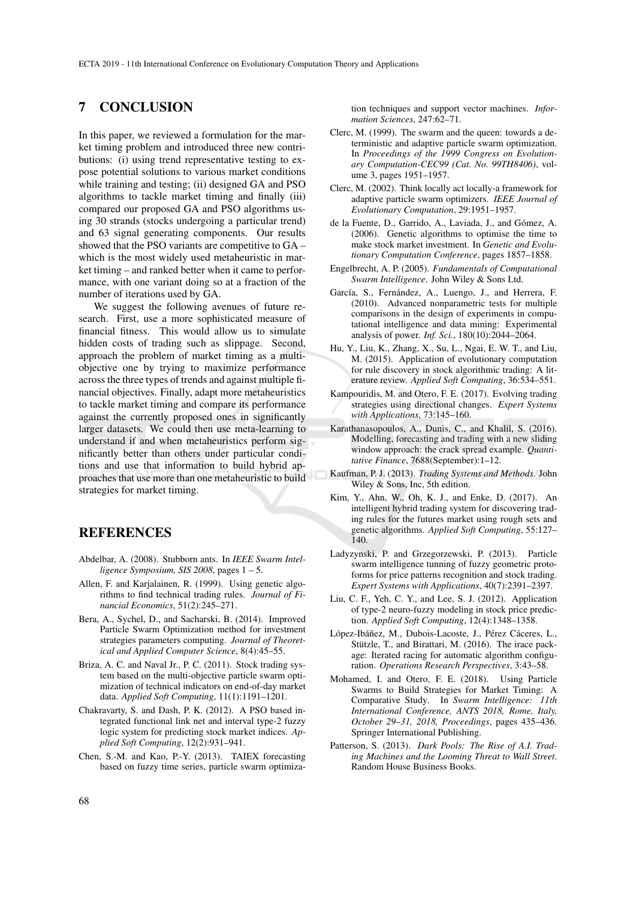## 7 CONCLUSION

In this paper, we reviewed a formulation for the market timing problem and introduced three new contributions: (i) using trend representative testing to expose potential solutions to various market conditions while training and testing; (ii) designed GA and PSO algorithms to tackle market timing and finally (iii) compared our proposed GA and PSO algorithms using 30 strands (stocks undergoing a particular trend) and 63 signal generating components. Our results showed that the PSO variants are competitive to GA – which is the most widely used metaheuristic in market timing – and ranked better when it came to performance, with one variant doing so at a fraction of the number of iterations used by GA.

We suggest the following avenues of future research. First, use a more sophisticated measure of financial fitness. This would allow us to simulate hidden costs of trading such as slippage. Second, approach the problem of market timing as a multi-objective one by trying to maximize performance across the three types of trends and against multiple financial objectives. Finally, adapt more metaheuristics to tackle market timing and compare its performance against the currently proposed ones in significantly larger datasets. We could then use meta-learning to understand if and when metaheuristics perform significantly better than others under particular conditions and use that information to build hybrid approaches that use more than one metaheuristic to build strategies for market timing.

## REFERENCES

Abdelbar, A. (2008). Stubborn ants. In *IEEE Swarm Intelligence Symposium, SIS 2008*, pages 1 – 5.

Allen, F. and Karjalainen, R. (1999). Using genetic algorithms to find technical trading rules. *Journal of Financial Economics*, 51(2):245–271.

Bera, A., Sychel, D., and Sacharski, B. (2014). Improved Particle Swarm Optimization method for investment strategies parameters computing. *Journal of Theoretical and Applied Computer Science*, 8(4):45–55.

Briza, A. C. and Naval Jr., P. C. (2011). Stock trading system based on the multi-objective particle swarm optimization of technical indicators on end-of-day market data. *Applied Soft Computing*, 11(1):1191–1201.

Chakravarty, S. and Dash, P. K. (2012). A PSO based integrated functional link net and interval type-2 fuzzy logic system for predicting stock market indices. *Applied Soft Computing*, 12(2):931–941.

Chen, S.-M. and Kao, P.-Y. (2013). TAIEX forecasting based on fuzzy time series, particle swarm optimization techniques and support vector machines. *Information Sciences*, 247:62–71.

Clerc, M. (1999). The swarm and the queen: towards a deterministic and adaptive particle swarm optimization. In *Proceedings of the 1999 Congress on Evolutionary Computation-CEC99 (Cat. No. 99TH8406)*, volume 3, pages 1951–1957.

Clerc, M. (2002). Think locally act locally-a framework for adaptive particle swarm optimizers. *IEEE Journal of Evolutionary Computation*, 29:1951–1957.

de la Fuente, D., Garrido, A., Laviada, J., and Gómez, A. (2006). Genetic algorithms to optimise the time to make stock market investment. In *Genetic and Evolutionary Computation Conference*, pages 1857–1858.

Engelbrecht, A. P. (2005). *Fundamentals of Computational Swarm Intelligence*. John Wiley & Sons Ltd.

García, S., Fernández, A., Luengo, J., and Herrera, F. (2010). Advanced nonparametric tests for multiple comparisons in the design of experiments in computational intelligence and data mining: Experimental analysis of power. *Inf. Sci.*, 180(10):2044–2064.

Hu, Y., Liu, K., Zhang, X., Su, L., Ngai, E. W. T., and Liu, M. (2015). Application of evolutionary computation for rule discovery in stock algorithmic trading: A literature review. *Applied Soft Computing*, 36:534–551.

Kampouridis, M. and Otero, F. E. (2017). Evolving trading strategies using directional changes. *Expert Systems with Applications*, 73:145–160.

Karathanasopoulos, A., Dunis, C., and Khalil, S. (2016). Modelling, forecasting and trading with a new sliding window approach: the crack spread example. *Quantitative Finance*, 7688(September):1–12.

Kaufman, P. J. (2013). *Trading Systems and Methods*. John Wiley & Sons, Inc, 5th edition.

Kim, Y., Ahn, W., Oh, K. J., and Enke, D. (2017). An intelligent hybrid trading system for discovering trading rules for the futures market using rough sets and genetic algorithms. *Applied Soft Computing*, 55:127–140.

Ladyzynski, P. and Grzegorzewski, P. (2013). Particle swarm intelligence tunning of fuzzy geometric protoforms for price patterns recognition and stock trading. *Expert Systems with Applications*, 40(7):2391–2397.

Liu, C. F., Yeh, C. Y., and Lee, S. J. (2012). Application of type-2 neuro-fuzzy modeling in stock price prediction. *Applied Soft Computing*, 12(4):1348–1358.

López-Ibáñez, M., Dubois-Lacoste, J., Pérez Cáceres, L., Stützle, T., and Birattari, M. (2016). The irace package: Iterated racing for automatic algorithm configuration. *Operations Research Perspectives*, 3:43–58.

Mohamed, I. and Otero, F. E. (2018). Using Particle Swarms to Build Strategies for Market Timing: A Comparative Study. In *Swarm Intelligence: 11th International Conference, ANTS 2018, Rome, Italy, October 29–31, 2018, Proceedings*, pages 435–436. Springer International Publishing.

Patterson, S. (2013). *Dark Pools: The Rise of A.I. Trading Machines and the Looming Threat to Wall Street*. Random House Business Books.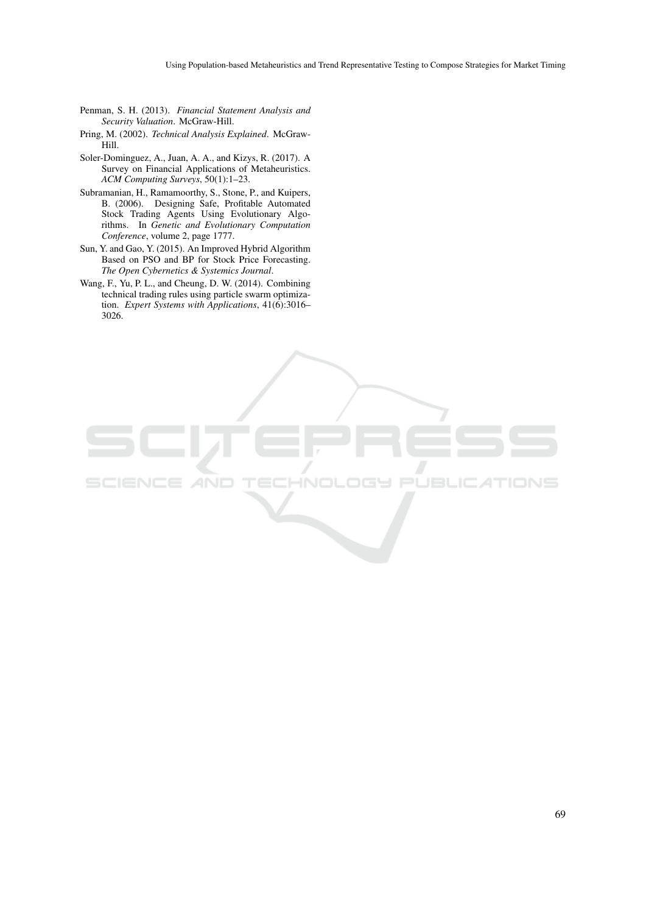Penman, S. H. (2013). *Financial Statement Analysis and Security Valuation*. McGraw-Hill.

Pring, M. (2002). *Technical Analysis Explained*. McGraw-Hill.

Soler-Dominguez, A., Juan, A. A., and Kizys, R. (2017). A Survey on Financial Applications of Metaheuristics. *ACM Computing Surveys*, 50(1):1–23.

Subramanian, H., Ramamoorthy, S., Stone, P., and Kuipers, B. (2006). Designing Safe, Profitable Automated Stock Trading Agents Using Evolutionary Algorithms. In *Genetic and Evolutionary Computation Conference*, volume 2, page 1777.

Sun, Y. and Gao, Y. (2015). An Improved Hybrid Algorithm Based on PSO and BP for Stock Price Forecasting. *The Open Cybernetics & Systemics Journal*.

Wang, F., Yu, P. L., and Cheung, D. W. (2014). Combining technical trading rules using particle swarm optimization. *Expert Systems with Applications*, 41(6):3016–3026.